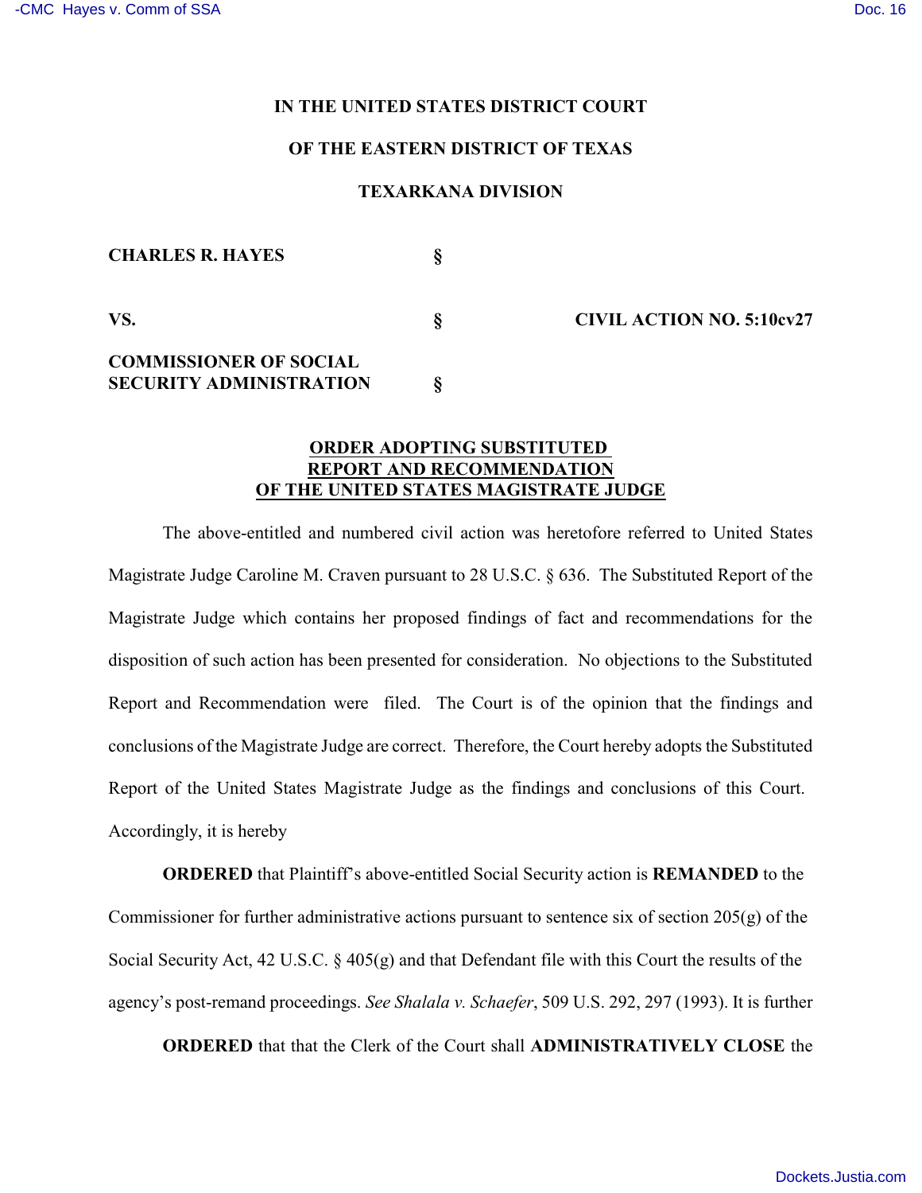IN THE UNITED STATES DISTRICT COURT

OF THE EASTERN DISTRICT OF TEXAS

TEXARKANA DIVISION

**CHARLES R. HAYES** §

**VS.** § **CIVIL ACTION NO. 5:10cv27**

**COMMISSIONER OF SOCIAL SECURITY ADMINISTRATION** §

**ORDER ADOPTING SUBSTITUTED REPORT AND RECOMMENDATION OF THE UNITED STATES MAGISTRATE JUDGE**

The above-entitled and numbered civil action was heretofore referred to United States Magistrate Judge Caroline M. Craven pursuant to 28 U.S.C. § 636. The Substituted Report of the Magistrate Judge which contains her proposed findings of fact and recommendations for the disposition of such action has been presented for consideration. No objections to the Substituted Report and Recommendation were filed. The Court is of the opinion that the findings and conclusions of the Magistrate Judge are correct. Therefore, the Court hereby adopts the Substituted Report of the United States Magistrate Judge as the findings and conclusions of this Court. Accordingly, it is hereby

**ORDERED** that Plaintiff's above-entitled Social Security action is **REMANDED** to the Commissioner for further administrative actions pursuant to sentence six of section 205(g) of the Social Security Act, 42 U.S.C. § 405(g) and that Defendant file with this Court the results of the agency's post-remand proceedings. *See Shalala v. Schaefer*, 509 U.S. 292, 297 (1993). It is further

**ORDERED** that that the Clerk of the Court shall **ADMINISTRATIVELY CLOSE** the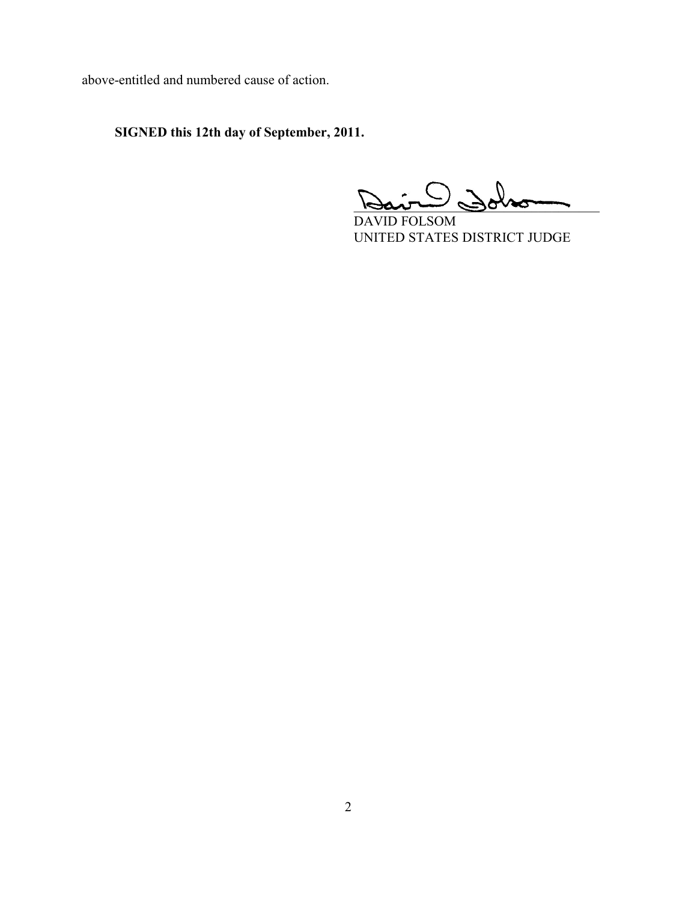above-entitled and numbered cause of action.

**SIGNED this 12th day of September, 2011.**

DAVID FOLSOM
UNITED STATES DISTRICT JUDGE